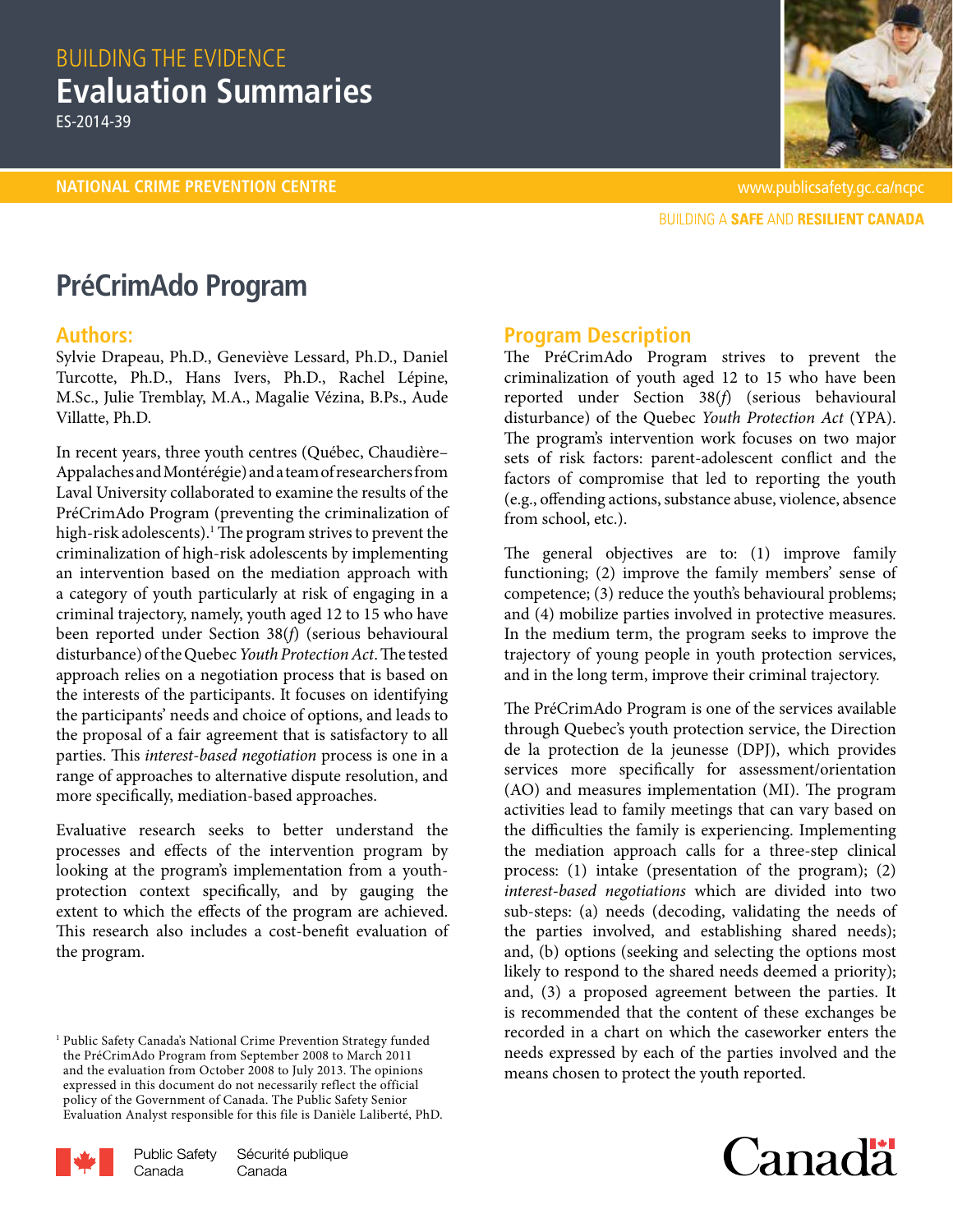BUILDING THE EVIDENCE

# Evaluation Summaries

ES-2014-39

NATIONAL CRIME PREVENTION CENTRE

## PréCrimAdo Program

### Authors:

Sylvie Drapeau, Ph.D., Geneviève Lessard, Ph.D., Daniel Turcotte, Ph.D., Hans Ivers, Ph.D., Rachel Lépine, M.Sc., Julie Tremblay, M.A., Magalie Vézina, B.Ps., Aude Villatte, Ph.D.

In recent years, three youth centres (Québec, Chaudière–Appalaches and Montérégie) and a team of researchers from Laval University collaborated to examine the results of the PréCrimAdo Program (preventing the criminalization of high-risk adolescents).[1] The program strives to prevent the criminalization of high-risk adolescents by implementing an intervention based on the mediation approach with a category of youth particularly at risk of engaging in a criminal trajectory, namely, youth aged 12 to 15 who have been reported under Section 38(*f*) (serious behavioural disturbance) of the Quebec *Youth Protection Act*. The tested approach relies on a negotiation process that is based on the interests of the participants. It focuses on identifying the participants' needs and choice of options, and leads to the proposal of a fair agreement that is satisfactory to all parties. This *interest-based negotiation* process is one in a range of approaches to alternative dispute resolution, and more specifically, mediation-based approaches.

Evaluative research seeks to better understand the processes and effects of the intervention program by looking at the program's implementation from a youth-protection context specifically, and by gauging the extent to which the effects of the program are achieved. This research also includes a cost-benefit evaluation of the program.

[1] Public Safety Canada's National Crime Prevention Strategy funded the PréCrimAdo Program from September 2008 to March 2011 and the evaluation from October 2008 to July 2013. The opinions expressed in this document do not necessarily reflect the official policy of the Government of Canada. The Public Safety Senior Evaluation Analyst responsible for this file is Danièle Laliberté, PhD.

### Program Description

The PréCrimAdo Program strives to prevent the criminalization of youth aged 12 to 15 who have been reported under Section 38(*f*) (serious behavioural disturbance) of the Quebec *Youth Protection Act* (YPA). The program's intervention work focuses on two major sets of risk factors: parent-adolescent conflict and the factors of compromise that led to reporting the youth (e.g., offending actions, substance abuse, violence, absence from school, etc.).

The general objectives are to: (1) improve family functioning; (2) improve the family members' sense of competence; (3) reduce the youth's behavioural problems; and (4) mobilize parties involved in protective measures. In the medium term, the program seeks to improve the trajectory of young people in youth protection services, and in the long term, improve their criminal trajectory.

The PréCrimAdo Program is one of the services available through Quebec's youth protection service, the Direction de la protection de la jeunesse (DPJ), which provides services more specifically for assessment/orientation (AO) and measures implementation (MI). The program activities lead to family meetings that can vary based on the difficulties the family is experiencing. Implementing the mediation approach calls for a three-step clinical process: (1) intake (presentation of the program); (2) *interest-based negotiations* which are divided into two sub-steps: (a) needs (decoding, validating the needs of the parties involved, and establishing shared needs); and, (b) options (seeking and selecting the options most likely to respond to the shared needs deemed a priority); and, (3) a proposed agreement between the parties. It is recommended that the content of these exchanges be recorded in a chart on which the caseworker enters the needs expressed by each of the parties involved and the means chosen to protect the youth reported.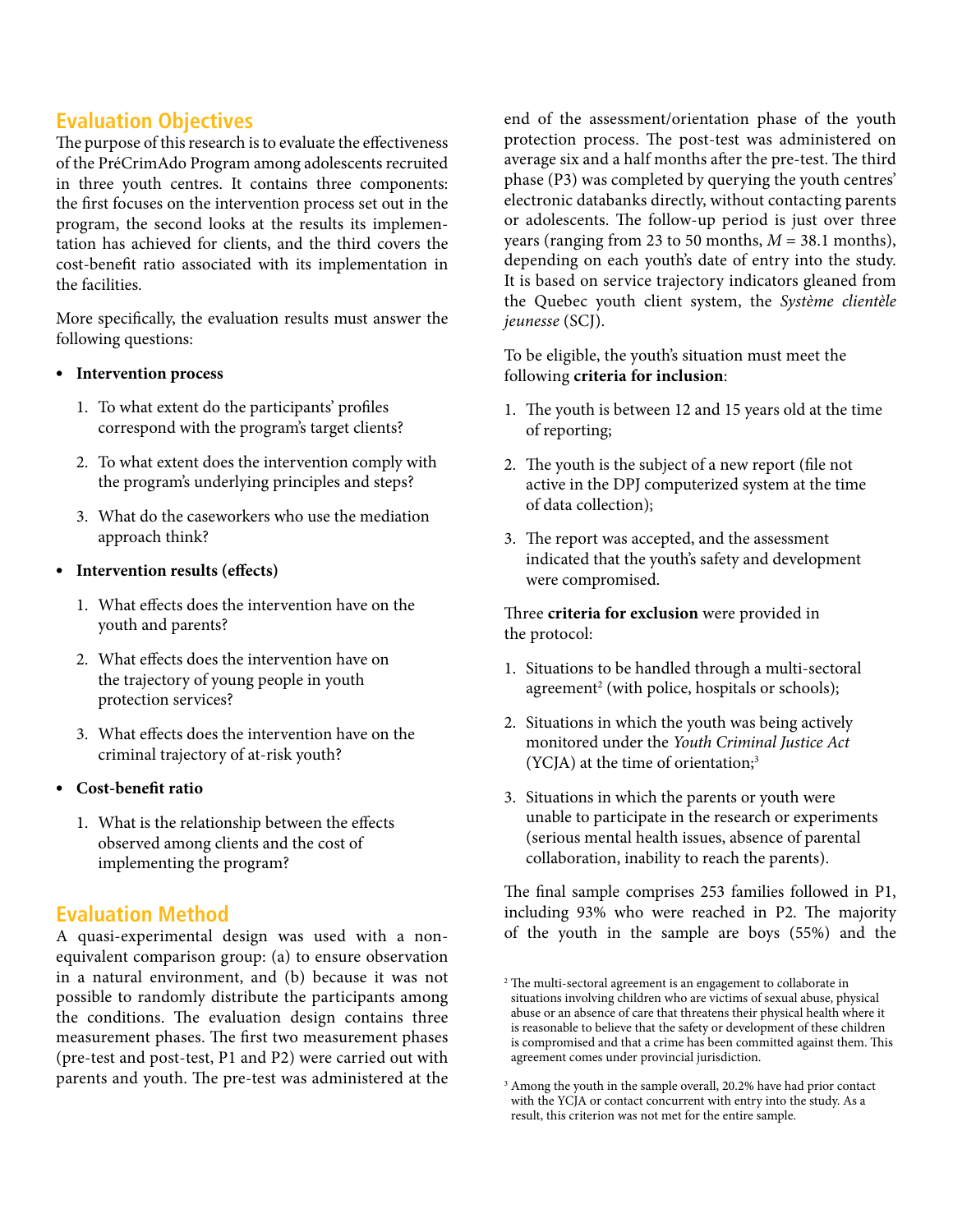## Evaluation Objectives

The purpose of this research is to evaluate the effectiveness of the PréCrimAdo Program among adolescents recruited in three youth centres. It contains three components: the first focuses on the intervention process set out in the program, the second looks at the results its implementation has achieved for clients, and the third covers the cost-benefit ratio associated with its implementation in the facilities.

More specifically, the evaluation results must answer the following questions:

- **Intervention process**
  1. To what extent do the participants' profiles correspond with the program's target clients?
  2. To what extent does the intervention comply with the program's underlying principles and steps?
  3. What do the caseworkers who use the mediation approach think?
- **Intervention results (effects)**
  1. What effects does the intervention have on the youth and parents?
  2. What effects does the intervention have on the trajectory of young people in youth protection services?
  3. What effects does the intervention have on the criminal trajectory of at-risk youth?
- **Cost-benefit ratio**
  1. What is the relationship between the effects observed among clients and the cost of implementing the program?

## Evaluation Method

A quasi-experimental design was used with a non-equivalent comparison group: (a) to ensure observation in a natural environment, and (b) because it was not possible to randomly distribute the participants among the conditions. The evaluation design contains three measurement phases. The first two measurement phases (pre-test and post-test, P1 and P2) were carried out with parents and youth. The pre-test was administered at the end of the assessment/orientation phase of the youth protection process. The post-test was administered on average six and a half months after the pre-test. The third phase (P3) was completed by querying the youth centres' electronic databanks directly, without contacting parents or adolescents. The follow-up period is just over three years (ranging from 23 to 50 months, $M = 38.1$ months), depending on each youth's date of entry into the study. It is based on service trajectory indicators gleaned from the Quebec youth client system, the *Système clientèle jeunesse* (SCJ).

To be eligible, the youth's situation must meet the following **criteria for inclusion**:

1. The youth is between 12 and 15 years old at the time of reporting;
2. The youth is the subject of a new report (file not active in the DPJ computerized system at the time of data collection);
3. The report was accepted, and the assessment indicated that the youth's safety and development were compromised.

Three **criteria for exclusion** were provided in the protocol:

1. Situations to be handled through a multi-sectoral agreement[2] (with police, hospitals or schools);
2. Situations in which the youth was being actively monitored under the *Youth Criminal Justice Act* (YCJA) at the time of orientation;[3]
3. Situations in which the parents or youth were unable to participate in the research or experiments (serious mental health issues, absence of parental collaboration, inability to reach the parents).

The final sample comprises 253 families followed in P1, including 93% who were reached in P2. The majority of the youth in the sample are boys (55%) and the

[2] The multi-sectoral agreement is an engagement to collaborate in situations involving children who are victims of sexual abuse, physical abuse or an absence of care that threatens their physical health where it is reasonable to believe that the safety or development of these children is compromised and that a crime has been committed against them. This agreement comes under provincial jurisdiction.

[3] Among the youth in the sample overall, 20.2% have had prior contact with the YCJA or contact concurrent with entry into the study. As a result, this criterion was not met for the entire sample.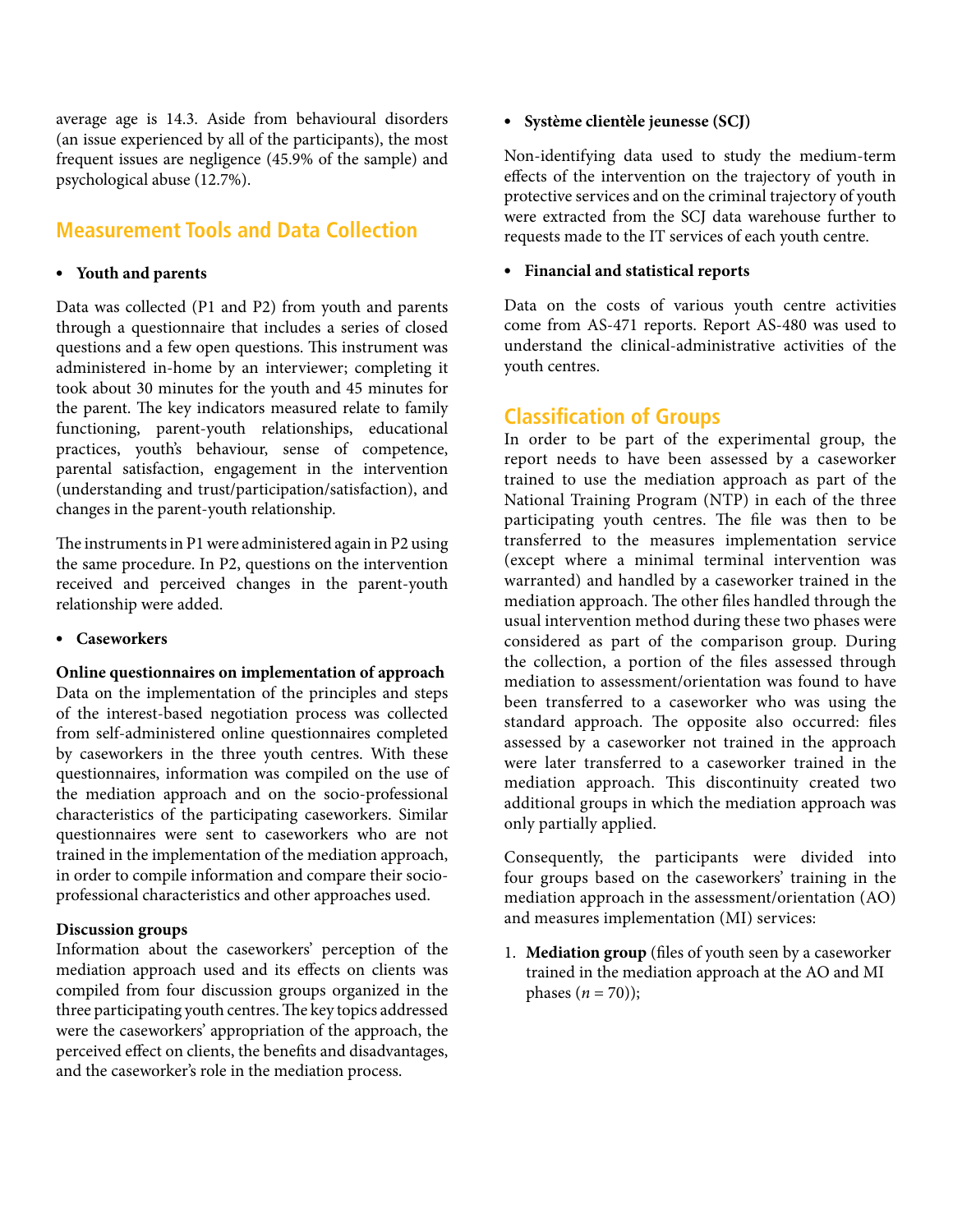average age is 14.3. Aside from behavioural disorders (an issue experienced by all of the participants), the most frequent issues are negligence (45.9% of the sample) and psychological abuse (12.7%).

## Measurement Tools and Data Collection

- **Youth and parents**

Data was collected (P1 and P2) from youth and parents through a questionnaire that includes a series of closed questions and a few open questions. This instrument was administered in-home by an interviewer; completing it took about 30 minutes for the youth and 45 minutes for the parent. The key indicators measured relate to family functioning, parent-youth relationships, educational practices, youth's behaviour, sense of competence, parental satisfaction, engagement in the intervention (understanding and trust/participation/satisfaction), and changes in the parent-youth relationship.

The instruments in P1 were administered again in P2 using the same procedure. In P2, questions on the intervention received and perceived changes in the parent-youth relationship were added.

- **Caseworkers**

**Online questionnaires on implementation of approach**
Data on the implementation of the principles and steps of the interest-based negotiation process was collected from self-administered online questionnaires completed by caseworkers in the three youth centres. With these questionnaires, information was compiled on the use of the mediation approach and on the socio-professional characteristics of the participating caseworkers. Similar questionnaires were sent to caseworkers who are not trained in the implementation of the mediation approach, in order to compile information and compare their socio-professional characteristics and other approaches used.

**Discussion groups**
Information about the caseworkers' perception of the mediation approach used and its effects on clients was compiled from four discussion groups organized in the three participating youth centres. The key topics addressed were the caseworkers' appropriation of the approach, the perceived effect on clients, the benefits and disadvantages, and the caseworker's role in the mediation process.

- **Système clientèle jeunesse (SCJ)**

Non-identifying data used to study the medium-term effects of the intervention on the trajectory of youth in protective services and on the criminal trajectory of youth were extracted from the SCJ data warehouse further to requests made to the IT services of each youth centre.

- **Financial and statistical reports**

Data on the costs of various youth centre activities come from AS-471 reports. Report AS-480 was used to understand the clinical-administrative activities of the youth centres.

## Classification of Groups

In order to be part of the experimental group, the report needs to have been assessed by a caseworker trained to use the mediation approach as part of the National Training Program (NTP) in each of the three participating youth centres. The file was then to be transferred to the measures implementation service (except where a minimal terminal intervention was warranted) and handled by a caseworker trained in the mediation approach. The other files handled through the usual intervention method during these two phases were considered as part of the comparison group. During the collection, a portion of the files assessed through mediation to assessment/orientation was found to have been transferred to a caseworker who was using the standard approach. The opposite also occurred: files assessed by a caseworker not trained in the approach were later transferred to a caseworker trained in the mediation approach. This discontinuity created two additional groups in which the mediation approach was only partially applied.

Consequently, the participants were divided into four groups based on the caseworkers' training in the mediation approach in the assessment/orientation (AO) and measures implementation (MI) services:

1. **Mediation group** (files of youth seen by a caseworker trained in the mediation approach at the AO and MI phases ($n$ = 70));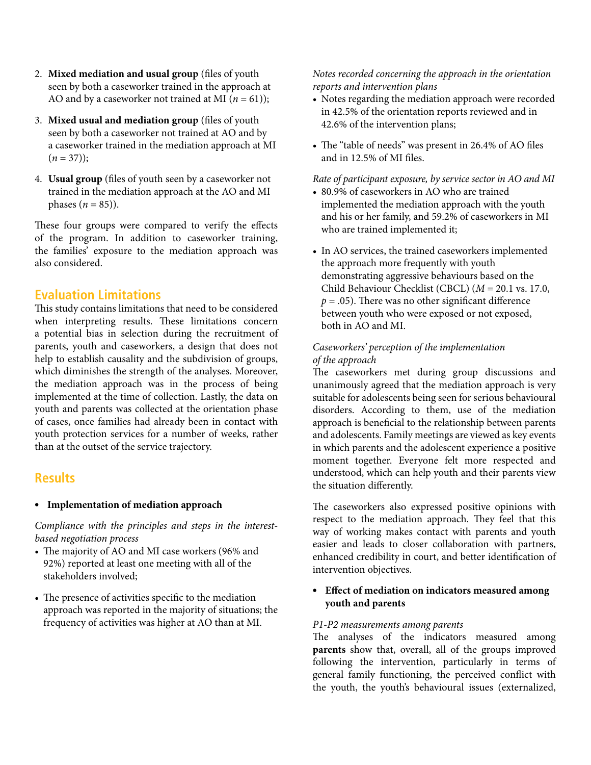2. **Mixed mediation and usual group** (files of youth seen by both a caseworker trained in the approach at AO and by a caseworker not trained at MI ($n$ = 61));

3. **Mixed usual and mediation group** (files of youth seen by both a caseworker not trained at AO and by a caseworker trained in the mediation approach at MI ($n$ = 37));

4. **Usual group** (files of youth seen by a caseworker not trained in the mediation approach at the AO and MI phases ($n$ = 85)).

These four groups were compared to verify the effects of the program. In addition to caseworker training, the families' exposure to the mediation approach was also considered.

## Evaluation Limitations

This study contains limitations that need to be considered when interpreting results. These limitations concern a potential bias in selection during the recruitment of parents, youth and caseworkers, a design that does not help to establish causality and the subdivision of groups, which diminishes the strength of the analyses. Moreover, the mediation approach was in the process of being implemented at the time of collection. Lastly, the data on youth and parents was collected at the orientation phase of cases, once families had already been in contact with youth protection services for a number of weeks, rather than at the outset of the service trajectory.

## Results

- **Implementation of mediation approach**

*Compliance with the principles and steps in the interest-based negotiation process*

- The majority of AO and MI case workers (96% and 92%) reported at least one meeting with all of the stakeholders involved;
- The presence of activities specific to the mediation approach was reported in the majority of situations; the frequency of activities was higher at AO than at MI.

*Notes recorded concerning the approach in the orientation reports and intervention plans*

- Notes regarding the mediation approach were recorded in 42.5% of the orientation reports reviewed and in 42.6% of the intervention plans;
- The "table of needs" was present in 26.4% of AO files and in 12.5% of MI files.

*Rate of participant exposure, by service sector in AO and MI*

- 80.9% of caseworkers in AO who are trained implemented the mediation approach with the youth and his or her family, and 59.2% of caseworkers in MI who are trained implemented it;
- In AO services, the trained caseworkers implemented the approach more frequently with youth demonstrating aggressive behaviours based on the Child Behaviour Checklist (CBCL) ($M$ = 20.1 vs. 17.0, $p$ = .05). There was no other significant difference between youth who were exposed or not exposed, both in AO and MI.

*Caseworkers' perception of the implementation of the approach*

The caseworkers met during group discussions and unanimously agreed that the mediation approach is very suitable for adolescents being seen for serious behavioural disorders. According to them, use of the mediation approach is beneficial to the relationship between parents and adolescents. Family meetings are viewed as key events in which parents and the adolescent experience a positive moment together. Everyone felt more respected and understood, which can help youth and their parents view the situation differently.

The caseworkers also expressed positive opinions with respect to the mediation approach. They feel that this way of working makes contact with parents and youth easier and leads to closer collaboration with partners, enhanced credibility in court, and better identification of intervention objectives.

- **Effect of mediation on indicators measured among youth and parents**

*P1-P2 measurements among parents*

The analyses of the indicators measured among **parents** show that, overall, all of the groups improved following the intervention, particularly in terms of general family functioning, the perceived conflict with the youth, the youth's behavioural issues (externalized,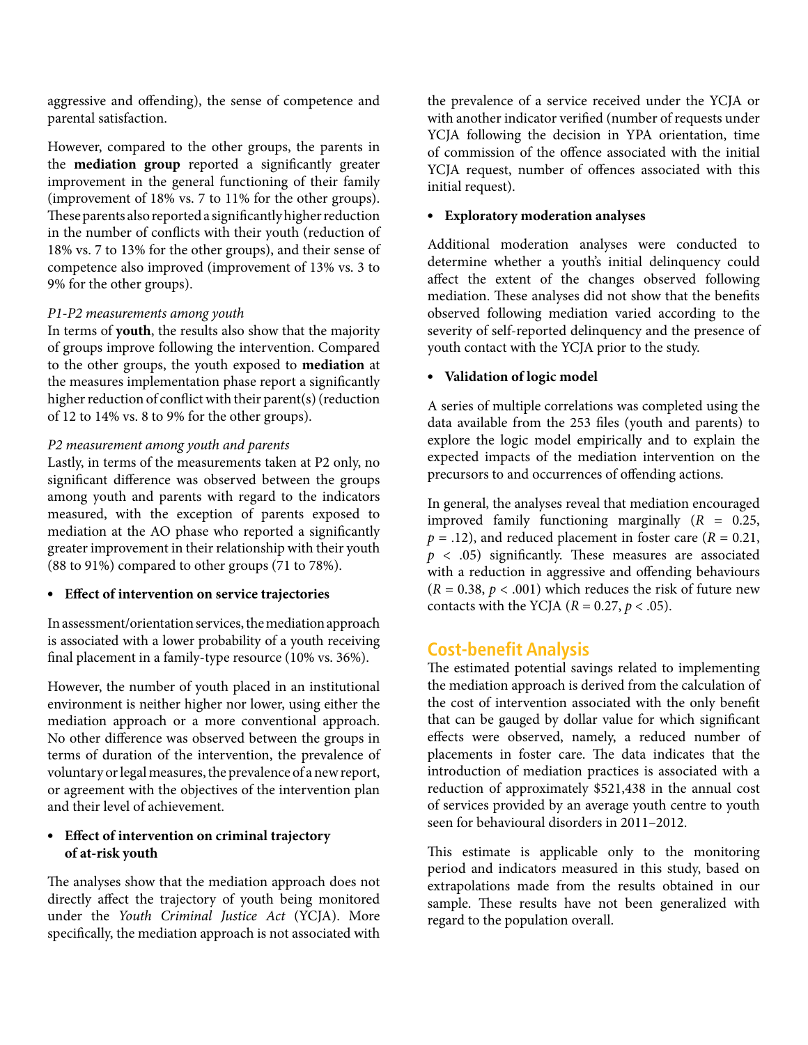aggressive and offending), the sense of competence and parental satisfaction.

However, compared to the other groups, the parents in the **mediation group** reported a significantly greater improvement in the general functioning of their family (improvement of 18% vs. 7 to 11% for the other groups). These parents also reported a significantly higher reduction in the number of conflicts with their youth (reduction of 18% vs. 7 to 13% for the other groups), and their sense of competence also improved (improvement of 13% vs. 3 to 9% for the other groups).

*P1-P2 measurements among youth*

In terms of **youth**, the results also show that the majority of groups improve following the intervention. Compared to the other groups, the youth exposed to **mediation** at the measures implementation phase report a significantly higher reduction of conflict with their parent(s) (reduction of 12 to 14% vs. 8 to 9% for the other groups).

*P2 measurement among youth and parents*

Lastly, in terms of the measurements taken at P2 only, no significant difference was observed between the groups among youth and parents with regard to the indicators measured, with the exception of parents exposed to mediation at the AO phase who reported a significantly greater improvement in their relationship with their youth (88 to 91%) compared to other groups (71 to 78%).

- **Effect of intervention on service trajectories**

In assessment/orientation services, the mediation approach is associated with a lower probability of a youth receiving final placement in a family-type resource (10% vs. 36%).

However, the number of youth placed in an institutional environment is neither higher nor lower, using either the mediation approach or a more conventional approach. No other difference was observed between the groups in terms of duration of the intervention, the prevalence of voluntary or legal measures, the prevalence of a new report, or agreement with the objectives of the intervention plan and their level of achievement.

- **Effect of intervention on criminal trajectory of at-risk youth**

The analyses show that the mediation approach does not directly affect the trajectory of youth being monitored under the *Youth Criminal Justice Act* (YCJA). More specifically, the mediation approach is not associated with the prevalence of a service received under the YCJA or with another indicator verified (number of requests under YCJA following the decision in YPA orientation, time of commission of the offence associated with the initial YCJA request, number of offences associated with this initial request).

- **Exploratory moderation analyses**

Additional moderation analyses were conducted to determine whether a youth's initial delinquency could affect the extent of the changes observed following mediation. These analyses did not show that the benefits observed following mediation varied according to the severity of self-reported delinquency and the presence of youth contact with the YCJA prior to the study.

- **Validation of logic model**

A series of multiple correlations was completed using the data available from the 253 files (youth and parents) to explore the logic model empirically and to explain the expected impacts of the mediation intervention on the precursors to and occurrences of offending actions.

In general, the analyses reveal that mediation encouraged improved family functioning marginally ($R$ = 0.25, $p$ = .12), and reduced placement in foster care ($R$ = 0.21, $p < .05$) significantly. These measures are associated with a reduction in aggressive and offending behaviours ($R$ = 0.38, $p < .001$) which reduces the risk of future new contacts with the YCJA ($R$ = 0.27, $p < .05$).

## Cost-benefit Analysis

The estimated potential savings related to implementing the mediation approach is derived from the calculation of the cost of intervention associated with the only benefit that can be gauged by dollar value for which significant effects were observed, namely, a reduced number of placements in foster care. The data indicates that the introduction of mediation practices is associated with a reduction of approximately $521,438 in the annual cost of services provided by an average youth centre to youth seen for behavioural disorders in 2011–2012.

This estimate is applicable only to the monitoring period and indicators measured in this study, based on extrapolations made from the results obtained in our sample. These results have not been generalized with regard to the population overall.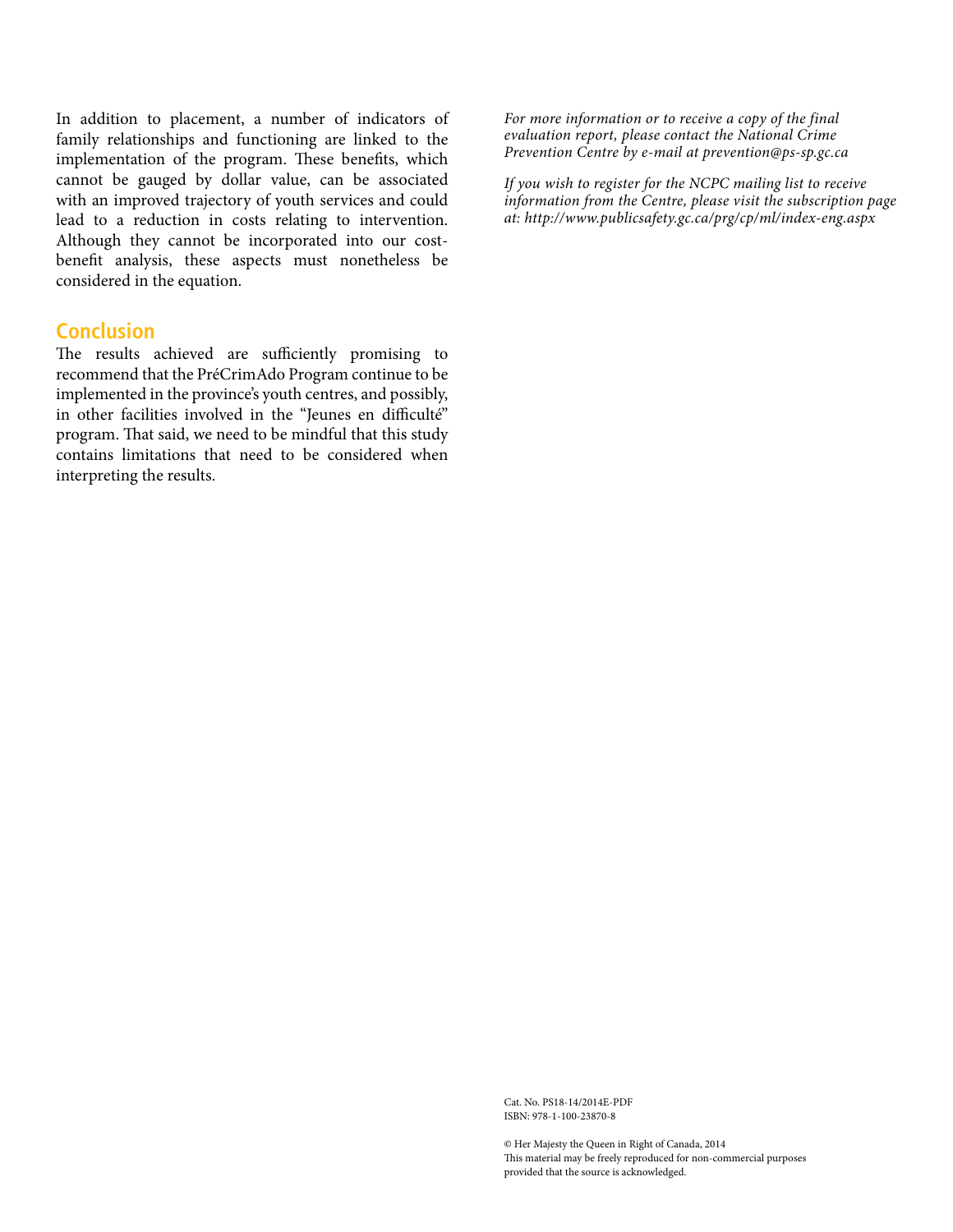In addition to placement, a number of indicators of family relationships and functioning are linked to the implementation of the program. These benefits, which cannot be gauged by dollar value, can be associated with an improved trajectory of youth services and could lead to a reduction in costs relating to intervention. Although they cannot be incorporated into our cost-benefit analysis, these aspects must nonetheless be considered in the equation.

## Conclusion

The results achieved are sufficiently promising to recommend that the PréCrimAdo Program continue to be implemented in the province's youth centres, and possibly, in other facilities involved in the "Jeunes en difficulté" program. That said, we need to be mindful that this study contains limitations that need to be considered when interpreting the results.

*For more information or to receive a copy of the final evaluation report, please contact the National Crime Prevention Centre by e-mail at prevention@ps-sp.gc.ca*

*If you wish to register for the NCPC mailing list to receive information from the Centre, please visit the subscription page at: http://www.publicsafety.gc.ca/prg/cp/ml/index-eng.aspx*

Cat. No. PS18-14/2014E-PDF
ISBN: 978-1-100-23870-8

© Her Majesty the Queen in Right of Canada, 2014
This material may be freely reproduced for non-commercial purposes provided that the source is acknowledged.